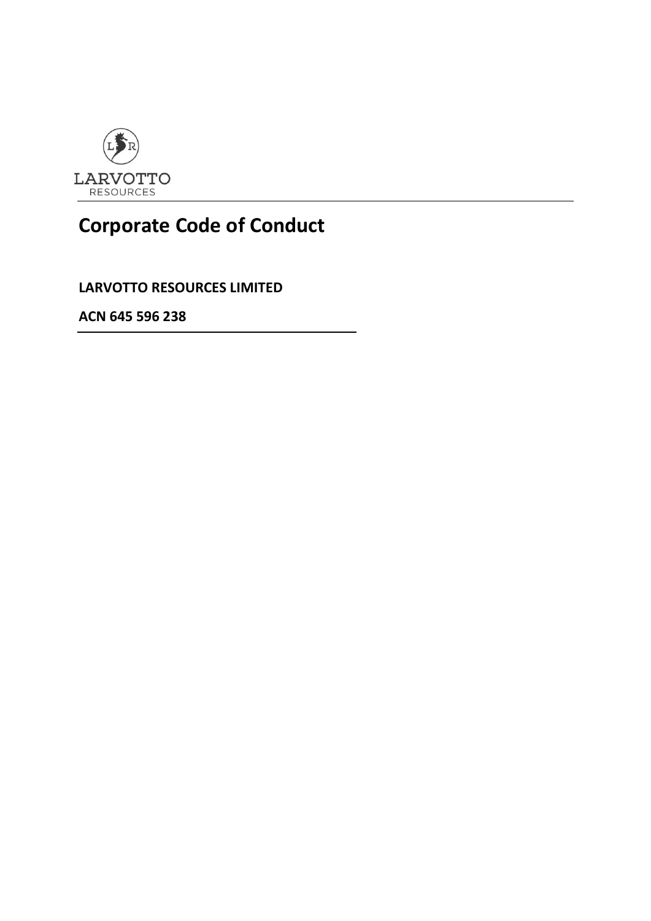LARVOTTO
RESOURCES

# Corporate Code of Conduct

**LARVOTTO RESOURCES LIMITED**

**ACN 645 596 238**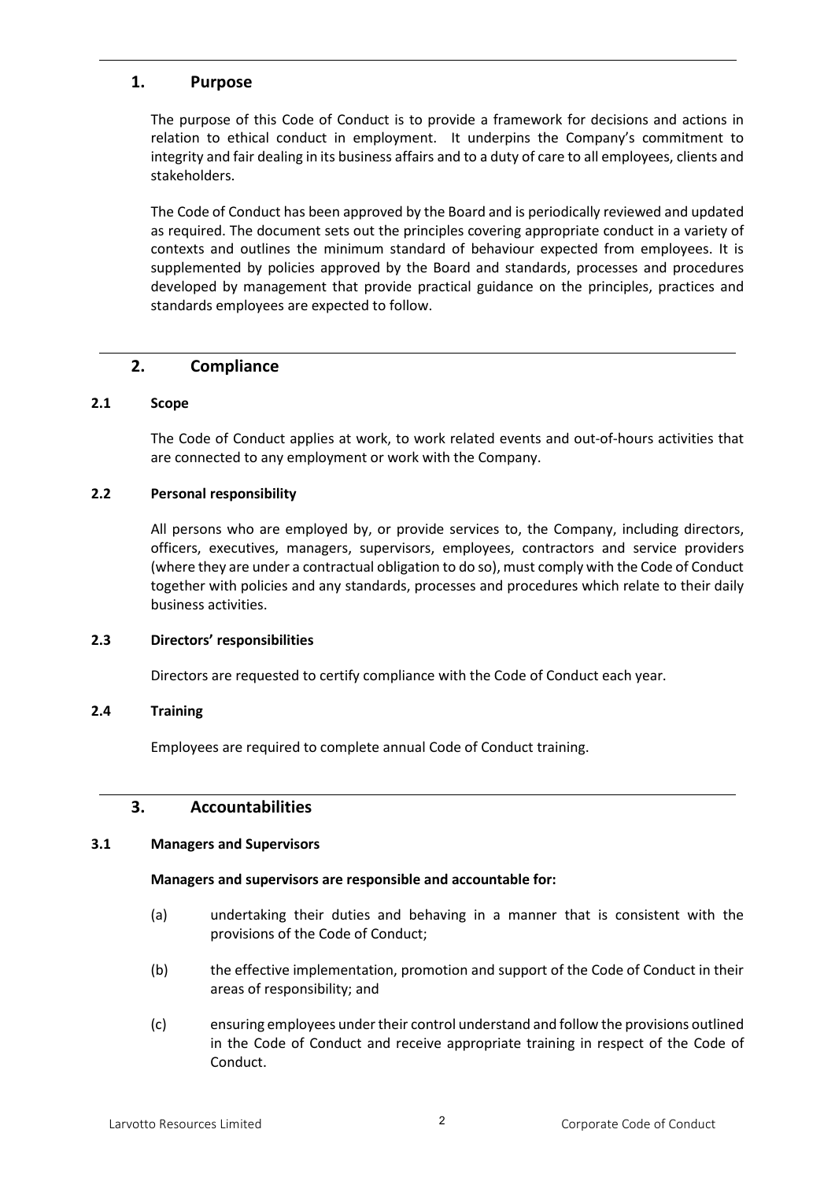## 1. Purpose

The purpose of this Code of Conduct is to provide a framework for decisions and actions in relation to ethical conduct in employment. It underpins the Company's commitment to integrity and fair dealing in its business affairs and to a duty of care to all employees, clients and stakeholders.

The Code of Conduct has been approved by the Board and is periodically reviewed and updated as required. The document sets out the principles covering appropriate conduct in a variety of contexts and outlines the minimum standard of behaviour expected from employees. It is supplemented by policies approved by the Board and standards, processes and procedures developed by management that provide practical guidance on the principles, practices and standards employees are expected to follow.

## 2. Compliance

### 2.1 Scope

The Code of Conduct applies at work, to work related events and out-of-hours activities that are connected to any employment or work with the Company.

### 2.2 Personal responsibility

All persons who are employed by, or provide services to, the Company, including directors, officers, executives, managers, supervisors, employees, contractors and service providers (where they are under a contractual obligation to do so), must comply with the Code of Conduct together with policies and any standards, processes and procedures which relate to their daily business activities.

### 2.3 Directors' responsibilities

Directors are requested to certify compliance with the Code of Conduct each year.

### 2.4 Training

Employees are required to complete annual Code of Conduct training.

## 3. Accountabilities

### 3.1 Managers and Supervisors

**Managers and supervisors are responsible and accountable for:**

(a) undertaking their duties and behaving in a manner that is consistent with the provisions of the Code of Conduct;

(b) the effective implementation, promotion and support of the Code of Conduct in their areas of responsibility; and

(c) ensuring employees under their control understand and follow the provisions outlined in the Code of Conduct and receive appropriate training in respect of the Code of Conduct.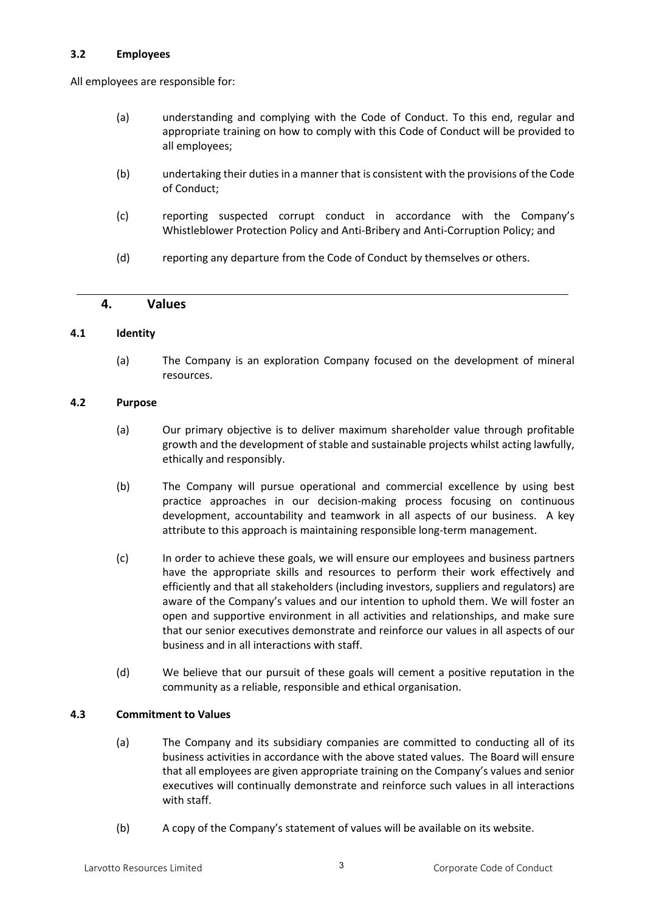### 3.2 Employees

All employees are responsible for:

(a) understanding and complying with the Code of Conduct. To this end, regular and appropriate training on how to comply with this Code of Conduct will be provided to all employees;

(b) undertaking their duties in a manner that is consistent with the provisions of the Code of Conduct;

(c) reporting suspected corrupt conduct in accordance with the Company's Whistleblower Protection Policy and Anti-Bribery and Anti-Corruption Policy; and

(d) reporting any departure from the Code of Conduct by themselves or others.

## 4. Values

### 4.1 Identity

(a) The Company is an exploration Company focused on the development of mineral resources.

### 4.2 Purpose

(a) Our primary objective is to deliver maximum shareholder value through profitable growth and the development of stable and sustainable projects whilst acting lawfully, ethically and responsibly.

(b) The Company will pursue operational and commercial excellence by using best practice approaches in our decision-making process focusing on continuous development, accountability and teamwork in all aspects of our business. A key attribute to this approach is maintaining responsible long-term management.

(c) In order to achieve these goals, we will ensure our employees and business partners have the appropriate skills and resources to perform their work effectively and efficiently and that all stakeholders (including investors, suppliers and regulators) are aware of the Company's values and our intention to uphold them. We will foster an open and supportive environment in all activities and relationships, and make sure that our senior executives demonstrate and reinforce our values in all aspects of our business and in all interactions with staff.

(d) We believe that our pursuit of these goals will cement a positive reputation in the community as a reliable, responsible and ethical organisation.

### 4.3 Commitment to Values

(a) The Company and its subsidiary companies are committed to conducting all of its business activities in accordance with the above stated values. The Board will ensure that all employees are given appropriate training on the Company's values and senior executives will continually demonstrate and reinforce such values in all interactions with staff.

(b) A copy of the Company's statement of values will be available on its website.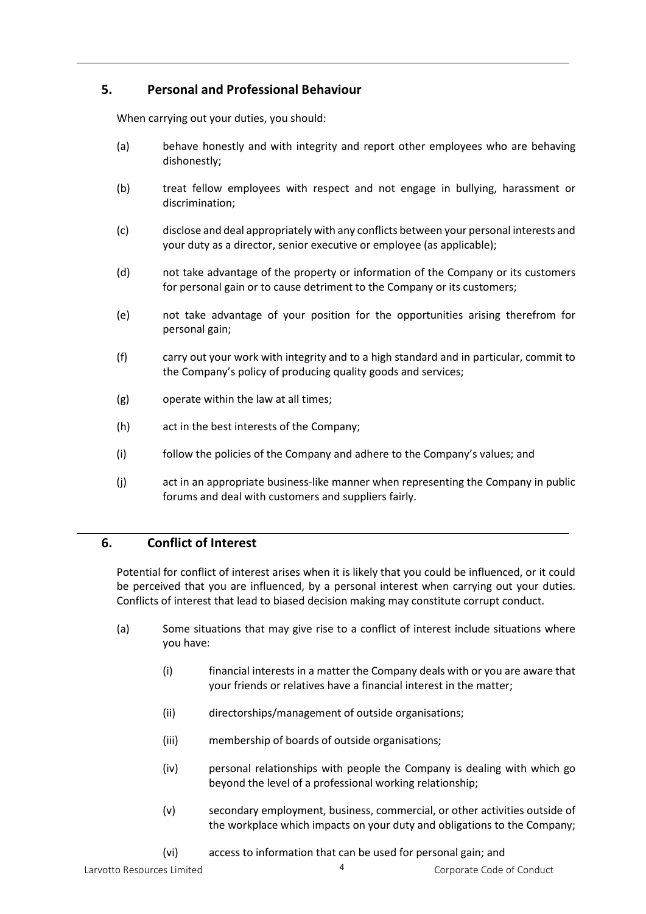## 5. Personal and Professional Behaviour

When carrying out your duties, you should:

(a) behave honestly and with integrity and report other employees who are behaving dishonestly;

(b) treat fellow employees with respect and not engage in bullying, harassment or discrimination;

(c) disclose and deal appropriately with any conflicts between your personal interests and your duty as a director, senior executive or employee (as applicable);

(d) not take advantage of the property or information of the Company or its customers for personal gain or to cause detriment to the Company or its customers;

(e) not take advantage of your position for the opportunities arising therefrom for personal gain;

(f) carry out your work with integrity and to a high standard and in particular, commit to the Company's policy of producing quality goods and services;

(g) operate within the law at all times;

(h) act in the best interests of the Company;

(i) follow the policies of the Company and adhere to the Company's values; and

(j) act in an appropriate business-like manner when representing the Company in public forums and deal with customers and suppliers fairly.

## 6. Conflict of Interest

Potential for conflict of interest arises when it is likely that you could be influenced, or it could be perceived that you are influenced, by a personal interest when carrying out your duties. Conflicts of interest that lead to biased decision making may constitute corrupt conduct.

(a) Some situations that may give rise to a conflict of interest include situations where you have:

(i) financial interests in a matter the Company deals with or you are aware that your friends or relatives have a financial interest in the matter;

(ii) directorships/management of outside organisations;

(iii) membership of boards of outside organisations;

(iv) personal relationships with people the Company is dealing with which go beyond the level of a professional working relationship;

(v) secondary employment, business, commercial, or other activities outside of the workplace which impacts on your duty and obligations to the Company;

(vi) access to information that can be used for personal gain; and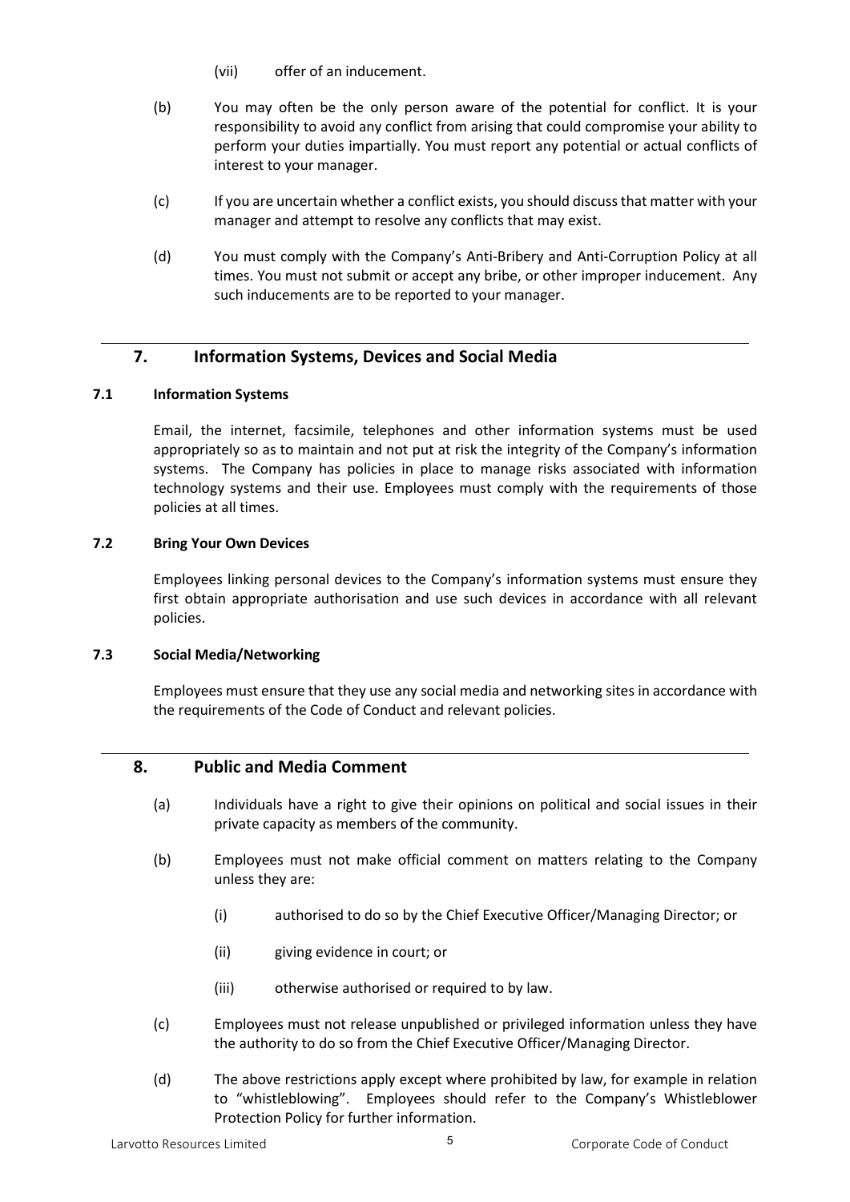(vii) offer of an inducement.

(b) You may often be the only person aware of the potential for conflict. It is your responsibility to avoid any conflict from arising that could compromise your ability to perform your duties impartially. You must report any potential or actual conflicts of interest to your manager.

(c) If you are uncertain whether a conflict exists, you should discuss that matter with your manager and attempt to resolve any conflicts that may exist.

(d) You must comply with the Company's Anti-Bribery and Anti-Corruption Policy at all times. You must not submit or accept any bribe, or other improper inducement. Any such inducements are to be reported to your manager.

## 7. Information Systems, Devices and Social Media

### 7.1 Information Systems

Email, the internet, facsimile, telephones and other information systems must be used appropriately so as to maintain and not put at risk the integrity of the Company's information systems. The Company has policies in place to manage risks associated with information technology systems and their use. Employees must comply with the requirements of those policies at all times.

### 7.2 Bring Your Own Devices

Employees linking personal devices to the Company's information systems must ensure they first obtain appropriate authorisation and use such devices in accordance with all relevant policies.

### 7.3 Social Media/Networking

Employees must ensure that they use any social media and networking sites in accordance with the requirements of the Code of Conduct and relevant policies.

## 8. Public and Media Comment

(a) Individuals have a right to give their opinions on political and social issues in their private capacity as members of the community.

(b) Employees must not make official comment on matters relating to the Company unless they are:

(i) authorised to do so by the Chief Executive Officer/Managing Director; or

(ii) giving evidence in court; or

(iii) otherwise authorised or required to by law.

(c) Employees must not release unpublished or privileged information unless they have the authority to do so from the Chief Executive Officer/Managing Director.

(d) The above restrictions apply except where prohibited by law, for example in relation to "whistleblowing". Employees should refer to the Company's Whistleblower Protection Policy for further information.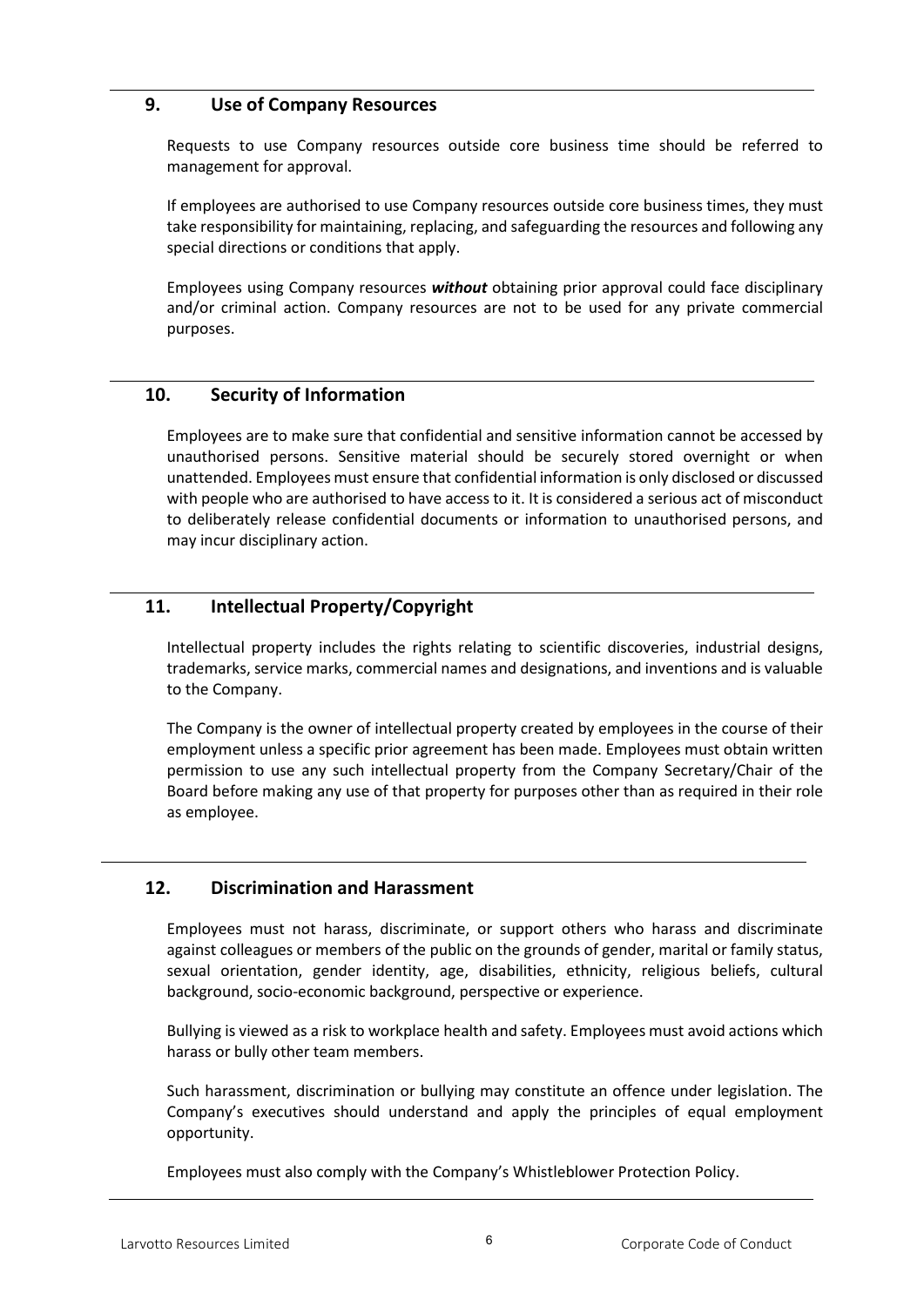## 9. Use of Company Resources

Requests to use Company resources outside core business time should be referred to management for approval.

If employees are authorised to use Company resources outside core business times, they must take responsibility for maintaining, replacing, and safeguarding the resources and following any special directions or conditions that apply.

Employees using Company resources ***without*** obtaining prior approval could face disciplinary and/or criminal action. Company resources are not to be used for any private commercial purposes.

## 10. Security of Information

Employees are to make sure that confidential and sensitive information cannot be accessed by unauthorised persons. Sensitive material should be securely stored overnight or when unattended. Employees must ensure that confidential information is only disclosed or discussed with people who are authorised to have access to it. It is considered a serious act of misconduct to deliberately release confidential documents or information to unauthorised persons, and may incur disciplinary action.

## 11. Intellectual Property/Copyright

Intellectual property includes the rights relating to scientific discoveries, industrial designs, trademarks, service marks, commercial names and designations, and inventions and is valuable to the Company.

The Company is the owner of intellectual property created by employees in the course of their employment unless a specific prior agreement has been made. Employees must obtain written permission to use any such intellectual property from the Company Secretary/Chair of the Board before making any use of that property for purposes other than as required in their role as employee.

## 12. Discrimination and Harassment

Employees must not harass, discriminate, or support others who harass and discriminate against colleagues or members of the public on the grounds of gender, marital or family status, sexual orientation, gender identity, age, disabilities, ethnicity, religious beliefs, cultural background, socio-economic background, perspective or experience.

Bullying is viewed as a risk to workplace health and safety. Employees must avoid actions which harass or bully other team members.

Such harassment, discrimination or bullying may constitute an offence under legislation. The Company's executives should understand and apply the principles of equal employment opportunity.

Employees must also comply with the Company's Whistleblower Protection Policy.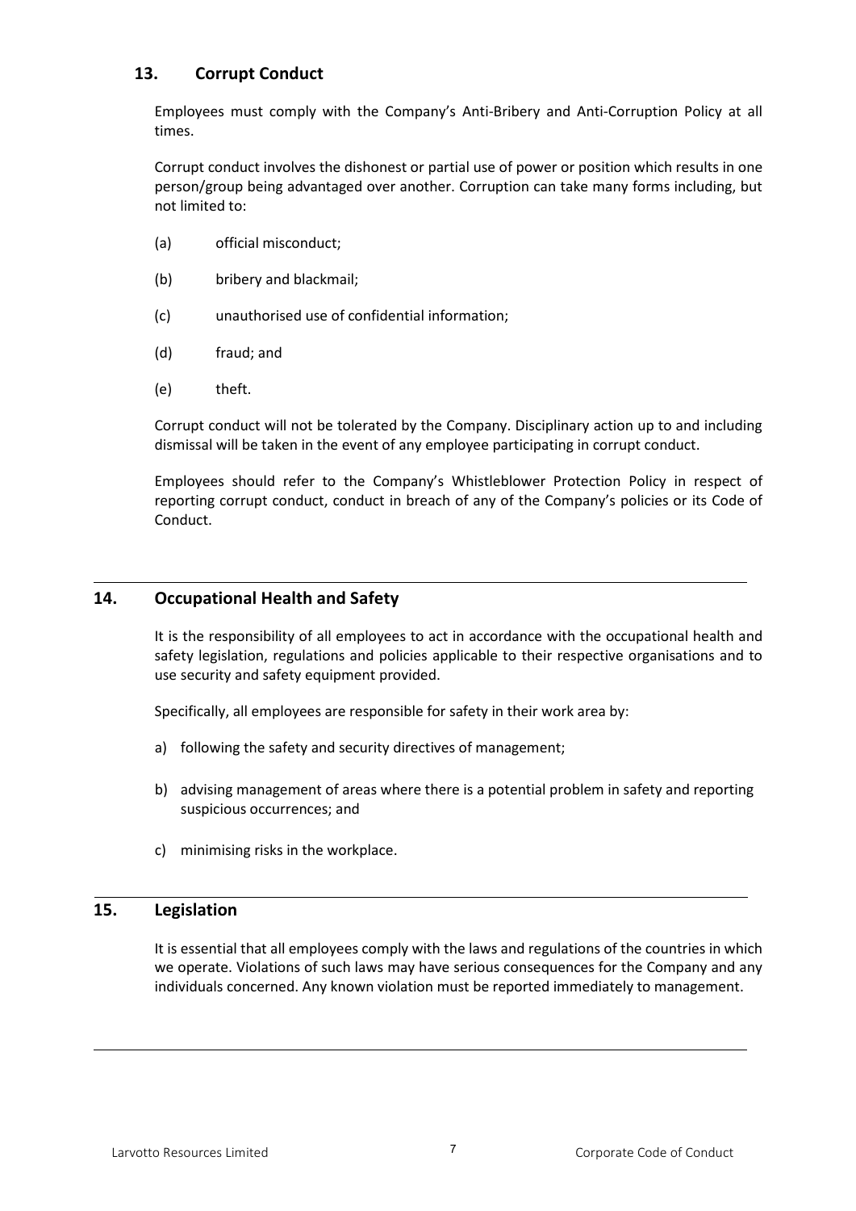## 13. Corrupt Conduct

Employees must comply with the Company's Anti-Bribery and Anti-Corruption Policy at all times.

Corrupt conduct involves the dishonest or partial use of power or position which results in one person/group being advantaged over another. Corruption can take many forms including, but not limited to:

(a) official misconduct;

(b) bribery and blackmail;

(c) unauthorised use of confidential information;

(d) fraud; and

(e) theft.

Corrupt conduct will not be tolerated by the Company. Disciplinary action up to and including dismissal will be taken in the event of any employee participating in corrupt conduct.

Employees should refer to the Company's Whistleblower Protection Policy in respect of reporting corrupt conduct, conduct in breach of any of the Company's policies or its Code of Conduct.

---

## 14. Occupational Health and Safety

It is the responsibility of all employees to act in accordance with the occupational health and safety legislation, regulations and policies applicable to their respective organisations and to use security and safety equipment provided.

Specifically, all employees are responsible for safety in their work area by:

a) following the safety and security directives of management;

b) advising management of areas where there is a potential problem in safety and reporting suspicious occurrences; and

c) minimising risks in the workplace.

---

## 15. Legislation

It is essential that all employees comply with the laws and regulations of the countries in which we operate. Violations of such laws may have serious consequences for the Company and any individuals concerned. Any known violation must be reported immediately to management.

---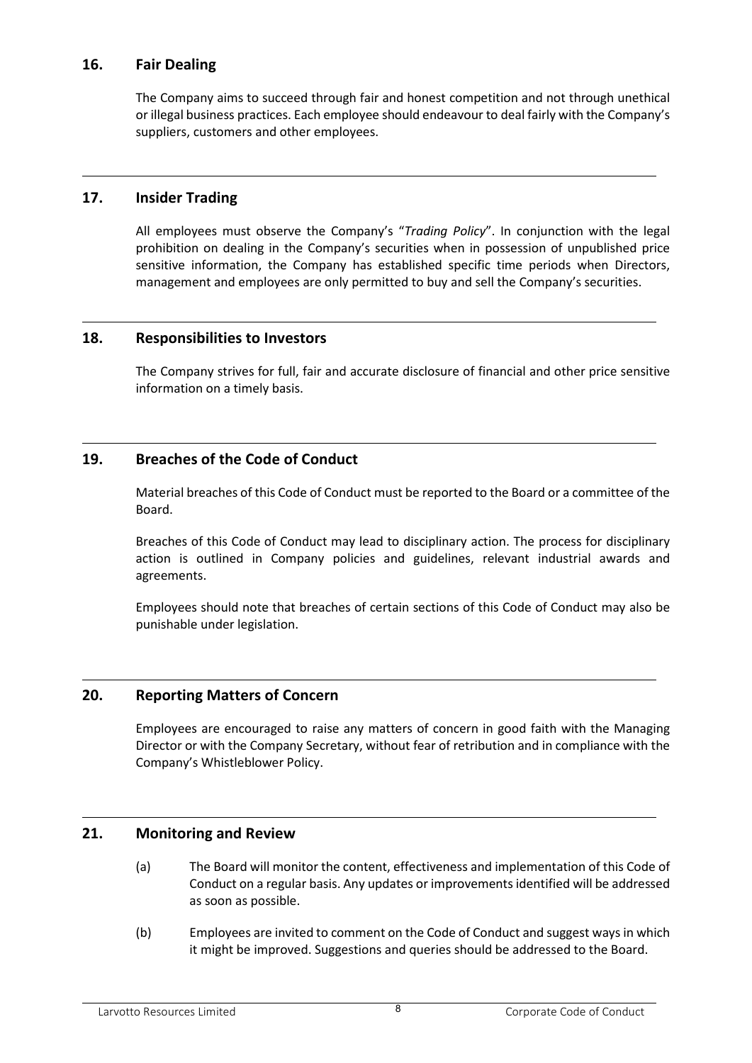## 16. Fair Dealing

The Company aims to succeed through fair and honest competition and not through unethical or illegal business practices. Each employee should endeavour to deal fairly with the Company's suppliers, customers and other employees.

## 17. Insider Trading

All employees must observe the Company's "*Trading Policy*". In conjunction with the legal prohibition on dealing in the Company's securities when in possession of unpublished price sensitive information, the Company has established specific time periods when Directors, management and employees are only permitted to buy and sell the Company's securities.

## 18. Responsibilities to Investors

The Company strives for full, fair and accurate disclosure of financial and other price sensitive information on a timely basis.

## 19. Breaches of the Code of Conduct

Material breaches of this Code of Conduct must be reported to the Board or a committee of the Board.

Breaches of this Code of Conduct may lead to disciplinary action. The process for disciplinary action is outlined in Company policies and guidelines, relevant industrial awards and agreements.

Employees should note that breaches of certain sections of this Code of Conduct may also be punishable under legislation.

## 20. Reporting Matters of Concern

Employees are encouraged to raise any matters of concern in good faith with the Managing Director or with the Company Secretary, without fear of retribution and in compliance with the Company's Whistleblower Policy.

## 21. Monitoring and Review

(a) The Board will monitor the content, effectiveness and implementation of this Code of Conduct on a regular basis. Any updates or improvements identified will be addressed as soon as possible.

(b) Employees are invited to comment on the Code of Conduct and suggest ways in which it might be improved. Suggestions and queries should be addressed to the Board.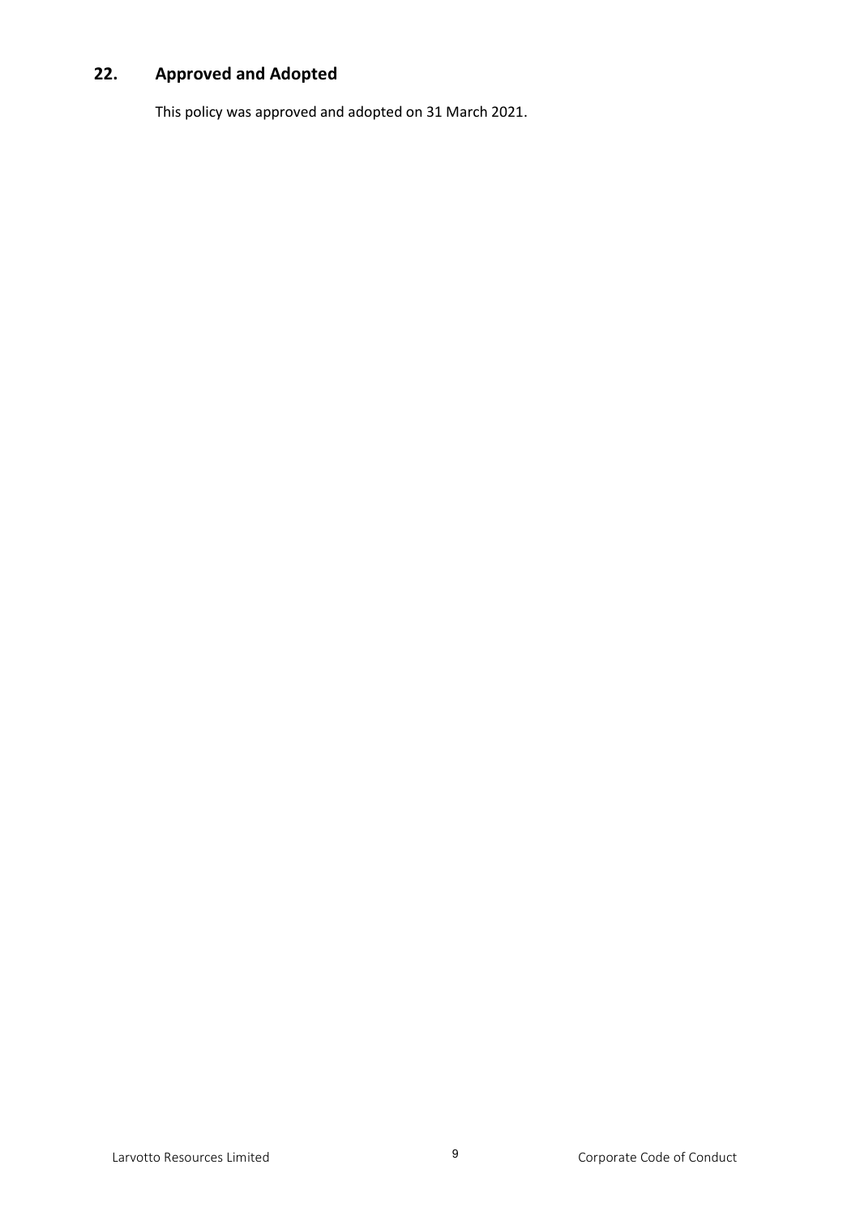## 22. Approved and Adopted

This policy was approved and adopted on 31 March 2021.